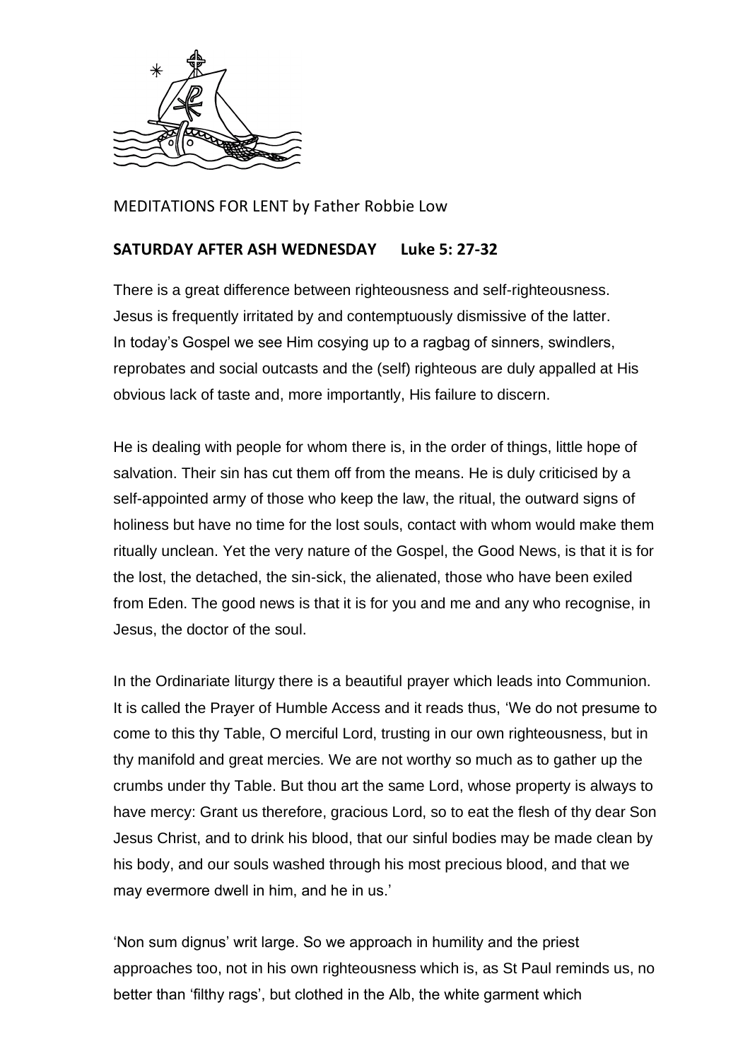MEDITATIONS FOR LENT by Father Robbie Low

## SATURDAY AFTER ASH WEDNESDAY Luke 5: 27-32

There is a great difference between righteousness and self-righteousness. Jesus is frequently irritated by and contemptuously dismissive of the latter. In today's Gospel we see Him cosying up to a ragbag of sinners, swindlers, reprobates and social outcasts and the (self) righteous are duly appalled at His obvious lack of taste and, more importantly, His failure to discern.

He is dealing with people for whom there is, in the order of things, little hope of salvation. Their sin has cut them off from the means. He is duly criticised by a self-appointed army of those who keep the law, the ritual, the outward signs of holiness but have no time for the lost souls, contact with whom would make them ritually unclean. Yet the very nature of the Gospel, the Good News, is that it is for the lost, the detached, the sin-sick, the alienated, those who have been exiled from Eden. The good news is that it is for you and me and any who recognise, in Jesus, the doctor of the soul.

In the Ordinariate liturgy there is a beautiful prayer which leads into Communion. It is called the Prayer of Humble Access and it reads thus, 'We do not presume to come to this thy Table, O merciful Lord, trusting in our own righteousness, but in thy manifold and great mercies. We are not worthy so much as to gather up the crumbs under thy Table. But thou art the same Lord, whose property is always to have mercy: Grant us therefore, gracious Lord, so to eat the flesh of thy dear Son Jesus Christ, and to drink his blood, that our sinful bodies may be made clean by his body, and our souls washed through his most precious blood, and that we may evermore dwell in him, and he in us.'

'Non sum dignus' writ large. So we approach in humility and the priest approaches too, not in his own righteousness which is, as St Paul reminds us, no better than 'filthy rags', but clothed in the Alb, the white garment which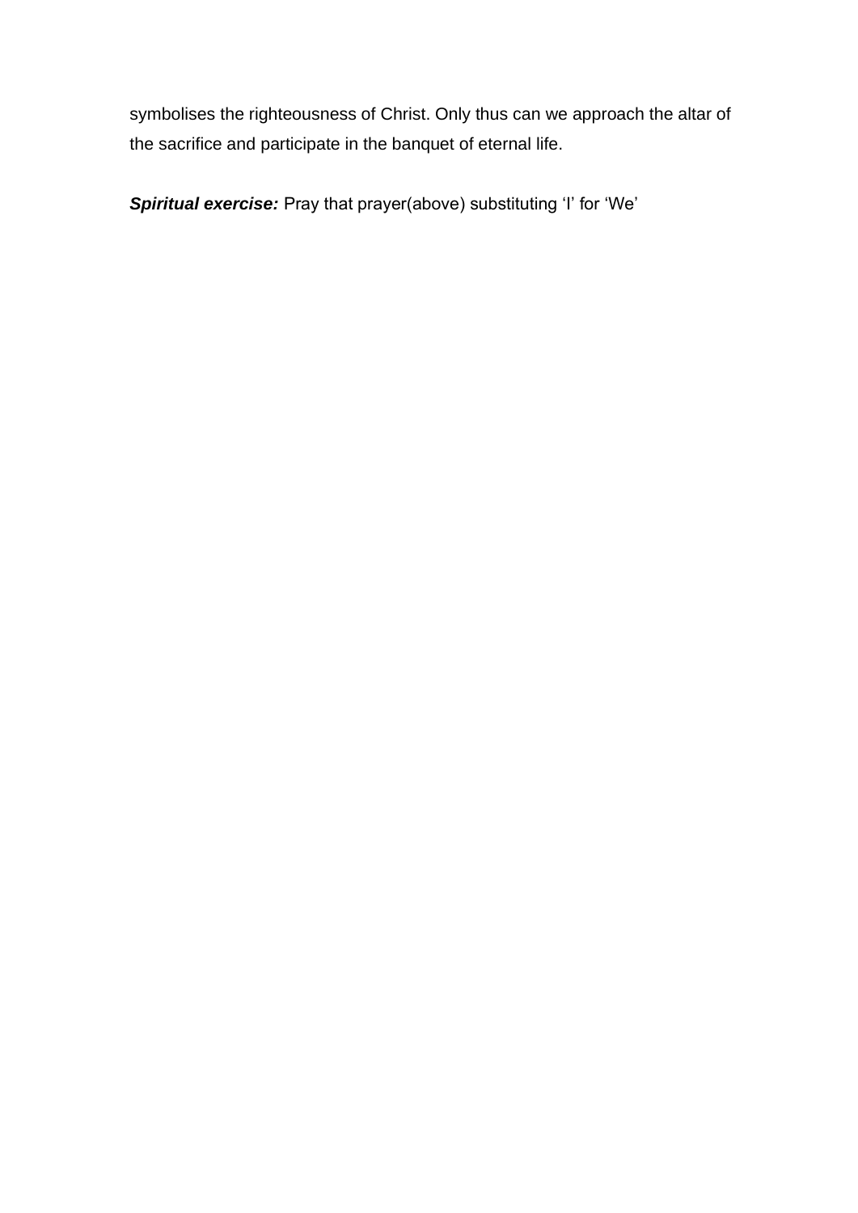symbolises the righteousness of Christ. Only thus can we approach the altar of the sacrifice and participate in the banquet of eternal life.

***Spiritual exercise:*** Pray that prayer(above) substituting 'I' for 'We'